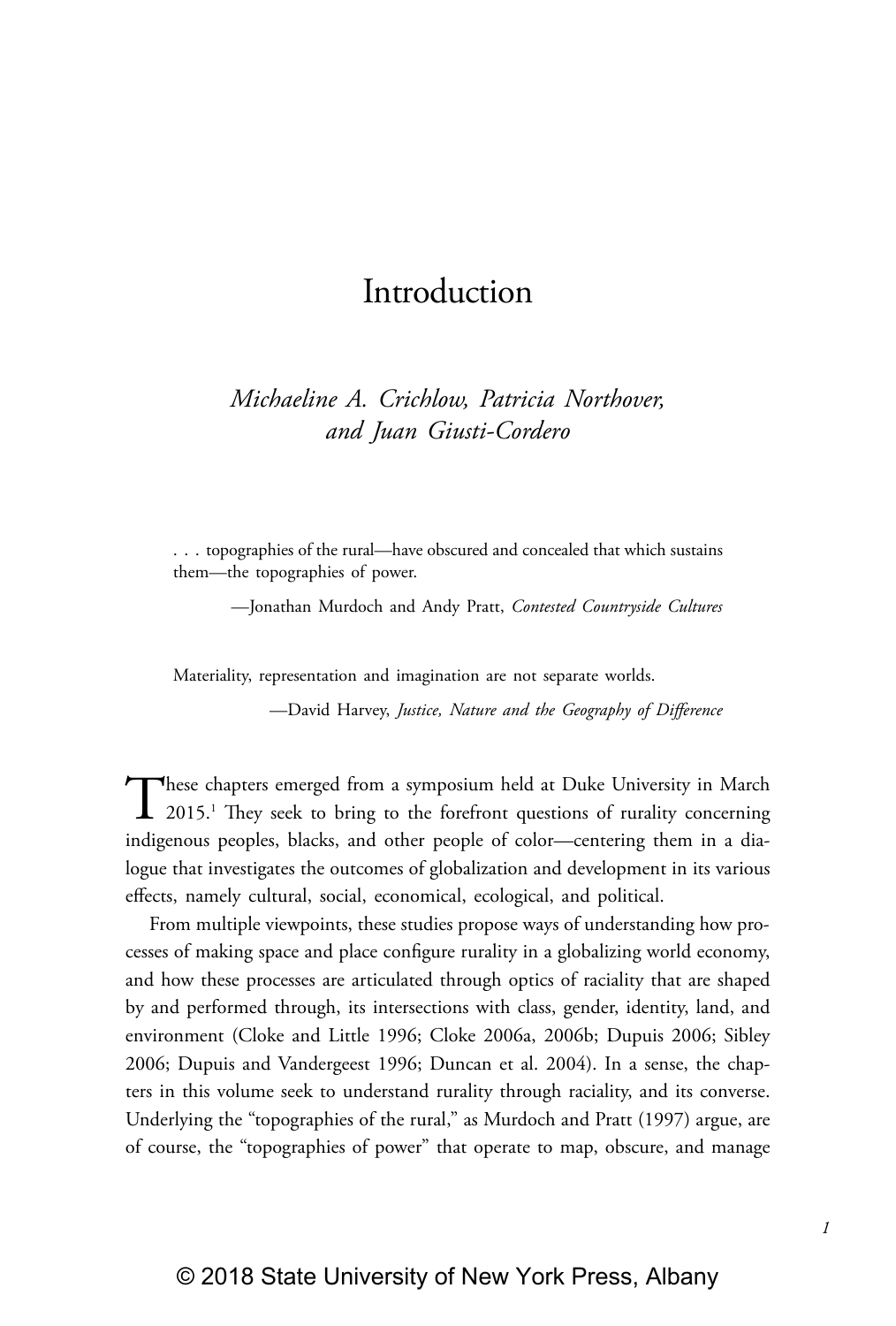# Introduction

*Michaeline A. Crichlow, Patricia Northover, and Juan Giusti-Cordero*

> . . . topographies of the rural—have obscured and concealed that which sustains them—the topographies of power.
>
> —Jonathan Murdoch and Andy Pratt, *Contested Countryside Cultures*

> Materiality, representation and imagination are not separate worlds.
>
> —David Harvey, *Justice, Nature and the Geography of Difference*

These chapters emerged from a symposium held at Duke University in March 2015.[1] They seek to bring to the forefront questions of rurality concerning indigenous peoples, blacks, and other people of color—centering them in a dialogue that investigates the outcomes of globalization and development in its various effects, namely cultural, social, economical, ecological, and political.

From multiple viewpoints, these studies propose ways of understanding how processes of making space and place configure rurality in a globalizing world economy, and how these processes are articulated through optics of raciality that are shaped by and performed through, its intersections with class, gender, identity, land, and environment (Cloke and Little 1996; Cloke 2006a, 2006b; Dupuis 2006; Sibley 2006; Dupuis and Vandergeest 1996; Duncan et al. 2004). In a sense, the chapters in this volume seek to understand rurality through raciality, and its converse. Underlying the "topographies of the rural," as Murdoch and Pratt (1997) argue, are of course, the "topographies of power" that operate to map, obscure, and manage

© 2018 State University of New York Press, Albany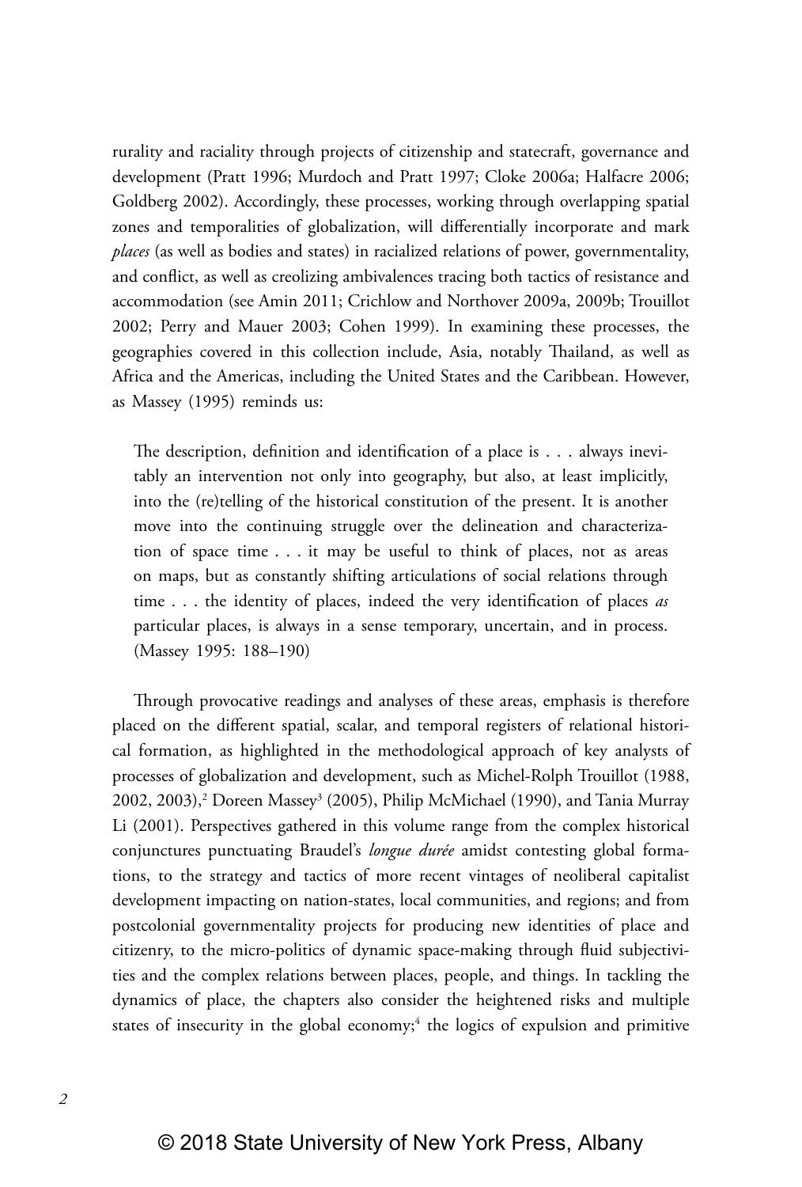rurality and raciality through projects of citizenship and statecraft, governance and development (Pratt 1996; Murdoch and Pratt 1997; Cloke 2006a; Halfacre 2006; Goldberg 2002). Accordingly, these processes, working through overlapping spatial zones and temporalities of globalization, will differentially incorporate and mark *places* (as well as bodies and states) in racialized relations of power, governmentality, and conflict, as well as creolizing ambivalences tracing both tactics of resistance and accommodation (see Amin 2011; Crichlow and Northover 2009a, 2009b; Trouillot 2002; Perry and Mauer 2003; Cohen 1999). In examining these processes, the geographies covered in this collection include, Asia, notably Thailand, as well as Africa and the Americas, including the United States and the Caribbean. However, as Massey (1995) reminds us:

> The description, definition and identification of a place is . . . always inevitably an intervention not only into geography, but also, at least implicitly, into the (re)telling of the historical constitution of the present. It is another move into the continuing struggle over the delineation and characterization of space time . . . it may be useful to think of places, not as areas on maps, but as constantly shifting articulations of social relations through time . . . the identity of places, indeed the very identification of places *as* particular places, is always in a sense temporary, uncertain, and in process. (Massey 1995: 188–190)

Through provocative readings and analyses of these areas, emphasis is therefore placed on the different spatial, scalar, and temporal registers of relational historical formation, as highlighted in the methodological approach of key analysts of processes of globalization and development, such as Michel-Rolph Trouillot (1988, 2002, 2003),[2] Doreen Massey[3] (2005), Philip McMichael (1990), and Tania Murray Li (2001). Perspectives gathered in this volume range from the complex historical conjunctures punctuating Braudel's *longue durée* amidst contesting global formations, to the strategy and tactics of more recent vintages of neoliberal capitalist development impacting on nation-states, local communities, and regions; and from postcolonial governmentality projects for producing new identities of place and citizenry, to the micro-politics of dynamic space-making through fluid subjectivities and the complex relations between places, people, and things. In tackling the dynamics of place, the chapters also consider the heightened risks and multiple states of insecurity in the global economy;[4] the logics of expulsion and primitive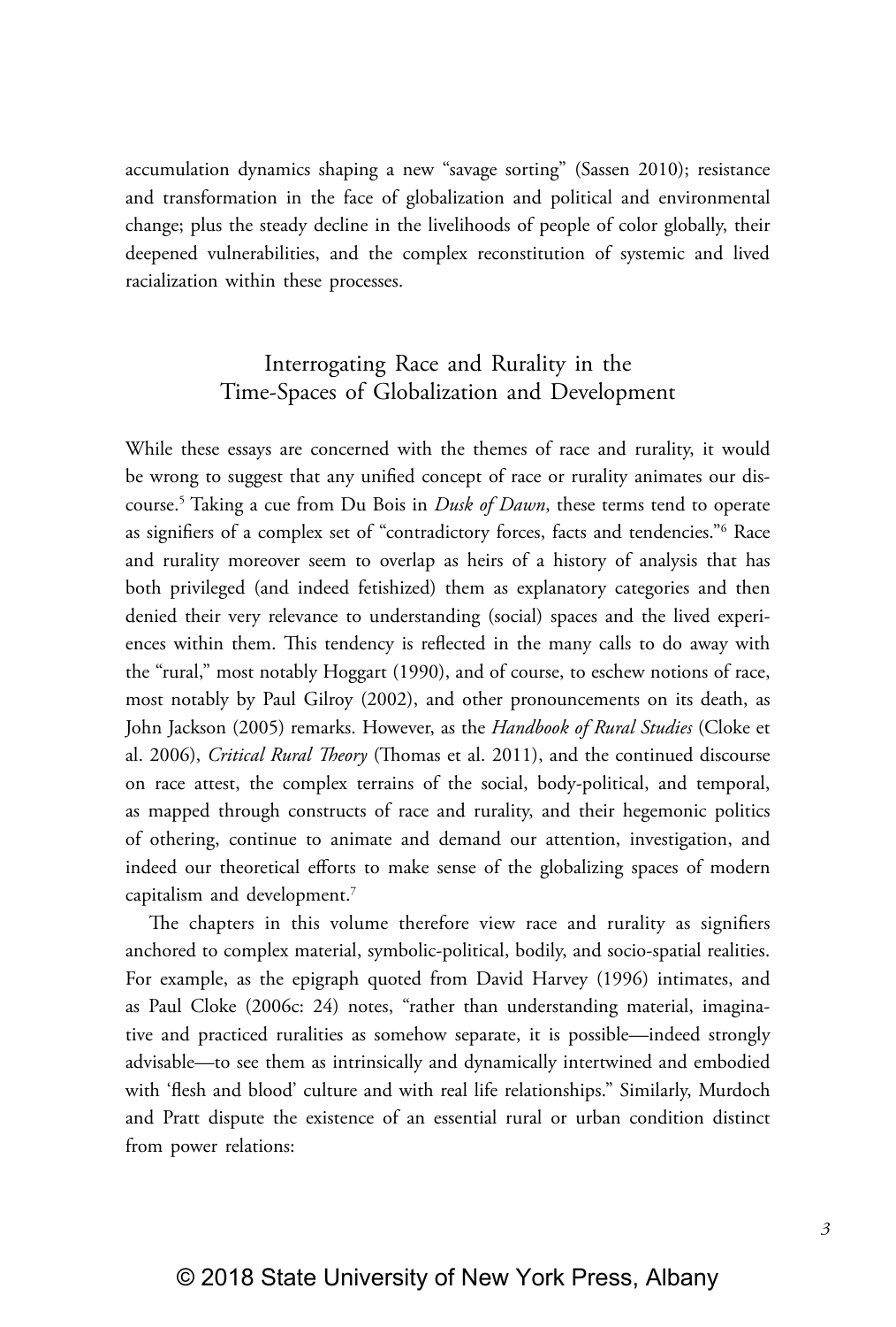accumulation dynamics shaping a new "savage sorting" (Sassen 2010); resistance and transformation in the face of globalization and political and environmental change; plus the steady decline in the livelihoods of people of color globally, their deepened vulnerabilities, and the complex reconstitution of systemic and lived racialization within these processes.

## Interrogating Race and Rurality in the Time-Spaces of Globalization and Development

While these essays are concerned with the themes of race and rurality, it would be wrong to suggest that any unified concept of race or rurality animates our discourse.[5] Taking a cue from Du Bois in *Dusk of Dawn*, these terms tend to operate as signifiers of a complex set of "contradictory forces, facts and tendencies."[6] Race and rurality moreover seem to overlap as heirs of a history of analysis that has both privileged (and indeed fetishized) them as explanatory categories and then denied their very relevance to understanding (social) spaces and the lived experiences within them. This tendency is reflected in the many calls to do away with the "rural," most notably Hoggart (1990), and of course, to eschew notions of race, most notably by Paul Gilroy (2002), and other pronouncements on its death, as John Jackson (2005) remarks. However, as the *Handbook of Rural Studies* (Cloke et al. 2006), *Critical Rural Theory* (Thomas et al. 2011), and the continued discourse on race attest, the complex terrains of the social, body-political, and temporal, as mapped through constructs of race and rurality, and their hegemonic politics of othering, continue to animate and demand our attention, investigation, and indeed our theoretical efforts to make sense of the globalizing spaces of modern capitalism and development.[7]

The chapters in this volume therefore view race and rurality as signifiers anchored to complex material, symbolic-political, bodily, and socio-spatial realities. For example, as the epigraph quoted from David Harvey (1996) intimates, and as Paul Cloke (2006c: 24) notes, "rather than understanding material, imaginative and practiced ruralities as somehow separate, it is possible—indeed strongly advisable—to see them as intrinsically and dynamically intertwined and embodied with 'flesh and blood' culture and with real life relationships." Similarly, Murdoch and Pratt dispute the existence of an essential rural or urban condition distinct from power relations: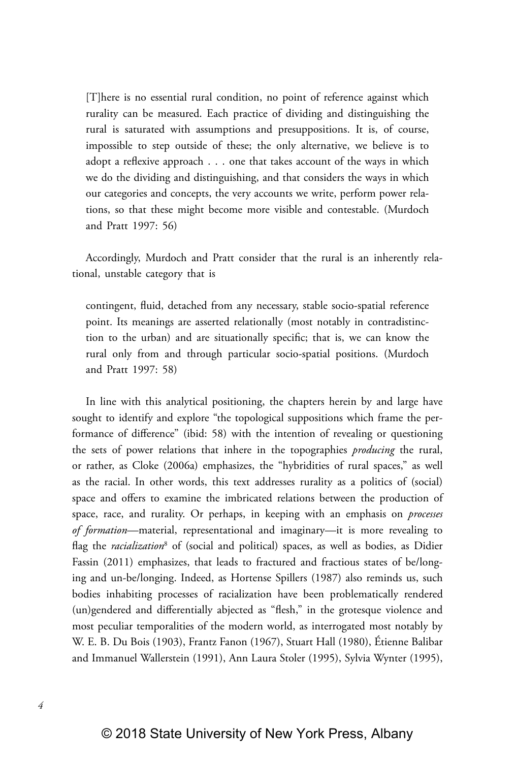> [T]here is no essential rural condition, no point of reference against which rurality can be measured. Each practice of dividing and distinguishing the rural is saturated with assumptions and presuppositions. It is, of course, impossible to step outside of these; the only alternative, we believe is to adopt a reflexive approach . . . one that takes account of the ways in which we do the dividing and distinguishing, and that considers the ways in which our categories and concepts, the very accounts we write, perform power relations, so that these might become more visible and contestable. (Murdoch and Pratt 1997: 56)

Accordingly, Murdoch and Pratt consider that the rural is an inherently relational, unstable category that is

> contingent, fluid, detached from any necessary, stable socio-spatial reference point. Its meanings are asserted relationally (most notably in contradistinction to the urban) and are situationally specific; that is, we can know the rural only from and through particular socio-spatial positions. (Murdoch and Pratt 1997: 58)

In line with this analytical positioning, the chapters herein by and large have sought to identify and explore "the topological suppositions which frame the performance of difference" (ibid: 58) with the intention of revealing or questioning the sets of power relations that inhere in the topographies *producing* the rural, or rather, as Cloke (2006a) emphasizes, the "hybridities of rural spaces," as well as the racial. In other words, this text addresses rurality as a politics of (social) space and offers to examine the imbricated relations between the production of space, race, and rurality. Or perhaps, in keeping with an emphasis on *processes of formation*—material, representational and imaginary—it is more revealing to flag the *racialization*[8] of (social and political) spaces, as well as bodies, as Didier Fassin (2011) emphasizes, that leads to fractured and fractious states of be/longing and un-be/longing. Indeed, as Hortense Spillers (1987) also reminds us, such bodies inhabiting processes of racialization have been problematically rendered (un)gendered and differentially abjected as "flesh," in the grotesque violence and most peculiar temporalities of the modern world, as interrogated most notably by W. E. B. Du Bois (1903), Frantz Fanon (1967), Stuart Hall (1980), Étienne Balibar and Immanuel Wallerstein (1991), Ann Laura Stoler (1995), Sylvia Wynter (1995),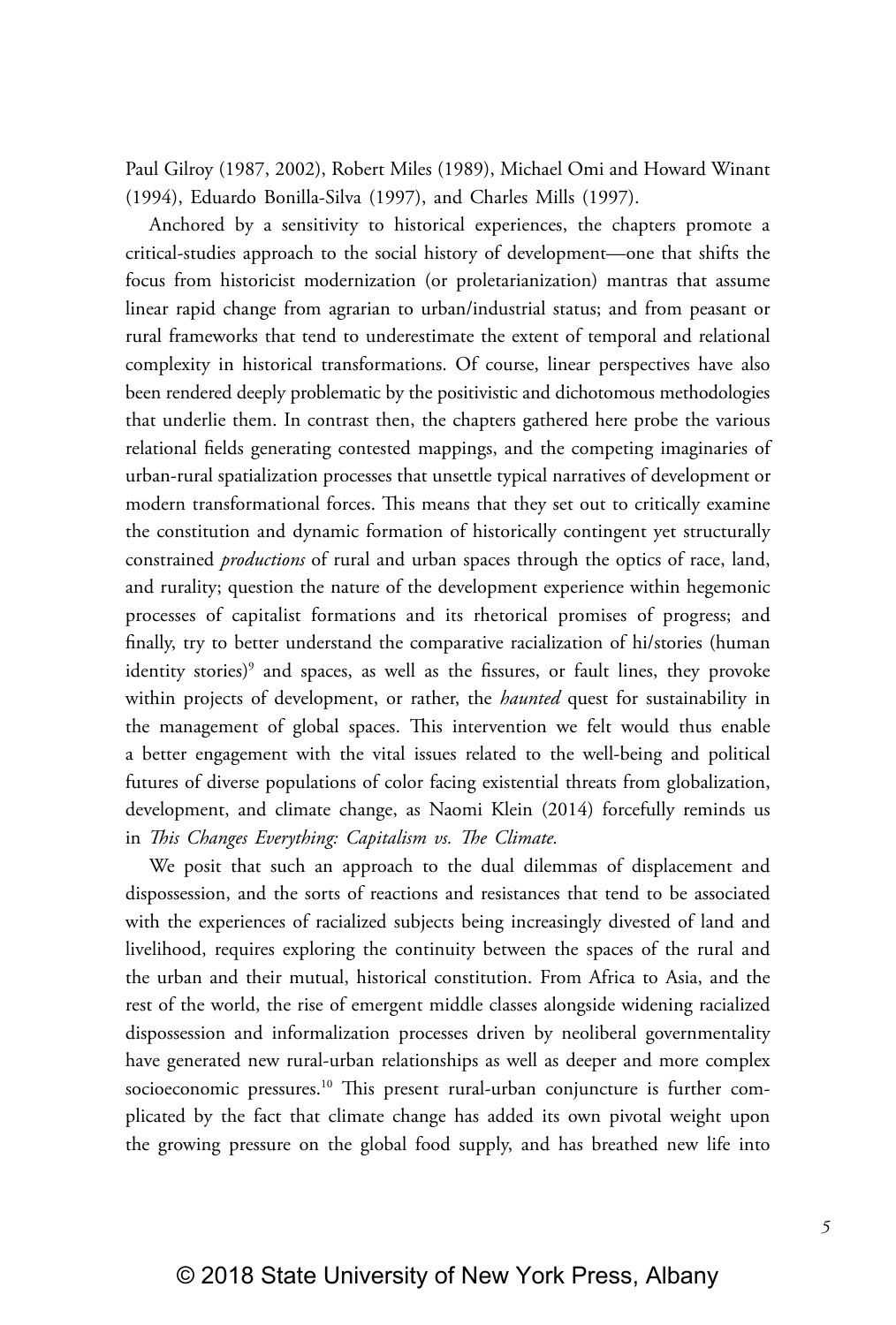Paul Gilroy (1987, 2002), Robert Miles (1989), Michael Omi and Howard Winant (1994), Eduardo Bonilla-Silva (1997), and Charles Mills (1997).

Anchored by a sensitivity to historical experiences, the chapters promote a critical-studies approach to the social history of development—one that shifts the focus from historicist modernization (or proletarianization) mantras that assume linear rapid change from agrarian to urban/industrial status; and from peasant or rural frameworks that tend to underestimate the extent of temporal and relational complexity in historical transformations. Of course, linear perspectives have also been rendered deeply problematic by the positivistic and dichotomous methodologies that underlie them. In contrast then, the chapters gathered here probe the various relational fields generating contested mappings, and the competing imaginaries of urban-rural spatialization processes that unsettle typical narratives of development or modern transformational forces. This means that they set out to critically examine the constitution and dynamic formation of historically contingent yet structurally constrained *productions* of rural and urban spaces through the optics of race, land, and rurality; question the nature of the development experience within hegemonic processes of capitalist formations and its rhetorical promises of progress; and finally, try to better understand the comparative racialization of hi/stories (human identity stories)[9] and spaces, as well as the fissures, or fault lines, they provoke within projects of development, or rather, the *haunted* quest for sustainability in the management of global spaces. This intervention we felt would thus enable a better engagement with the vital issues related to the well-being and political futures of diverse populations of color facing existential threats from globalization, development, and climate change, as Naomi Klein (2014) forcefully reminds us in *This Changes Everything: Capitalism vs. The Climate.*

We posit that such an approach to the dual dilemmas of displacement and dispossession, and the sorts of reactions and resistances that tend to be associated with the experiences of racialized subjects being increasingly divested of land and livelihood, requires exploring the continuity between the spaces of the rural and the urban and their mutual, historical constitution. From Africa to Asia, and the rest of the world, the rise of emergent middle classes alongside widening racialized dispossession and informalization processes driven by neoliberal governmentality have generated new rural-urban relationships as well as deeper and more complex socioeconomic pressures.[10] This present rural-urban conjuncture is further complicated by the fact that climate change has added its own pivotal weight upon the growing pressure on the global food supply, and has breathed new life into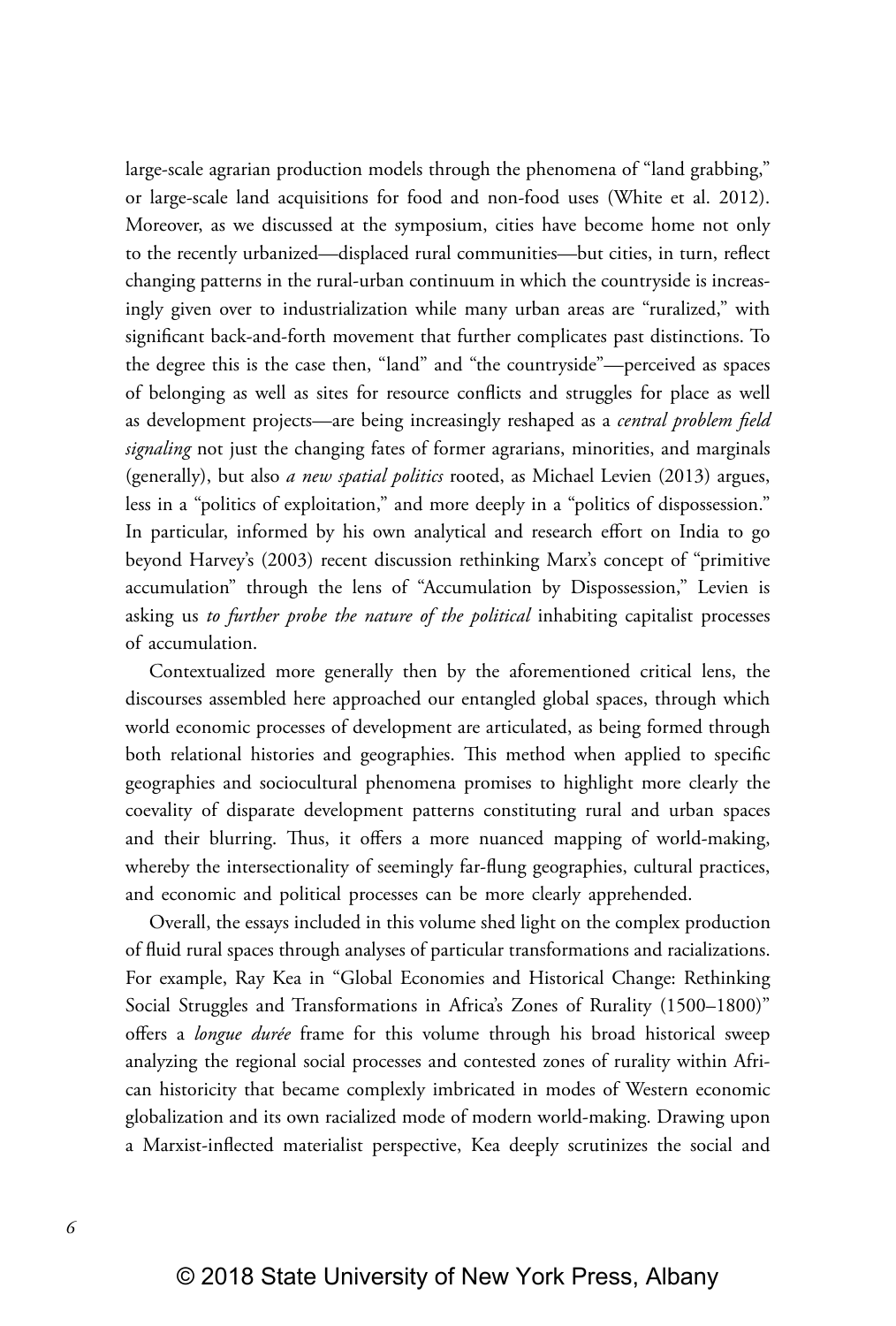large-scale agrarian production models through the phenomena of "land grabbing," or large-scale land acquisitions for food and non-food uses (White et al. 2012). Moreover, as we discussed at the symposium, cities have become home not only to the recently urbanized—displaced rural communities—but cities, in turn, reflect changing patterns in the rural-urban continuum in which the countryside is increasingly given over to industrialization while many urban areas are "ruralized," with significant back-and-forth movement that further complicates past distinctions. To the degree this is the case then, "land" and "the countryside"—perceived as spaces of belonging as well as sites for resource conflicts and struggles for place as well as development projects—are being increasingly reshaped as a *central problem field signaling* not just the changing fates of former agrarians, minorities, and marginals (generally), but also *a new spatial politics* rooted, as Michael Levien (2013) argues, less in a "politics of exploitation," and more deeply in a "politics of dispossession." In particular, informed by his own analytical and research effort on India to go beyond Harvey's (2003) recent discussion rethinking Marx's concept of "primitive accumulation" through the lens of "Accumulation by Dispossession," Levien is asking us *to further probe the nature of the political* inhabiting capitalist processes of accumulation.

Contextualized more generally then by the aforementioned critical lens, the discourses assembled here approached our entangled global spaces, through which world economic processes of development are articulated, as being formed through both relational histories and geographies. This method when applied to specific geographies and sociocultural phenomena promises to highlight more clearly the coevality of disparate development patterns constituting rural and urban spaces and their blurring. Thus, it offers a more nuanced mapping of world-making, whereby the intersectionality of seemingly far-flung geographies, cultural practices, and economic and political processes can be more clearly apprehended.

Overall, the essays included in this volume shed light on the complex production of fluid rural spaces through analyses of particular transformations and racializations. For example, Ray Kea in "Global Economies and Historical Change: Rethinking Social Struggles and Transformations in Africa's Zones of Rurality (1500–1800)" offers a *longue durée* frame for this volume through his broad historical sweep analyzing the regional social processes and contested zones of rurality within African historicity that became complexly imbricated in modes of Western economic globalization and its own racialized mode of modern world-making. Drawing upon a Marxist-inflected materialist perspective, Kea deeply scrutinizes the social and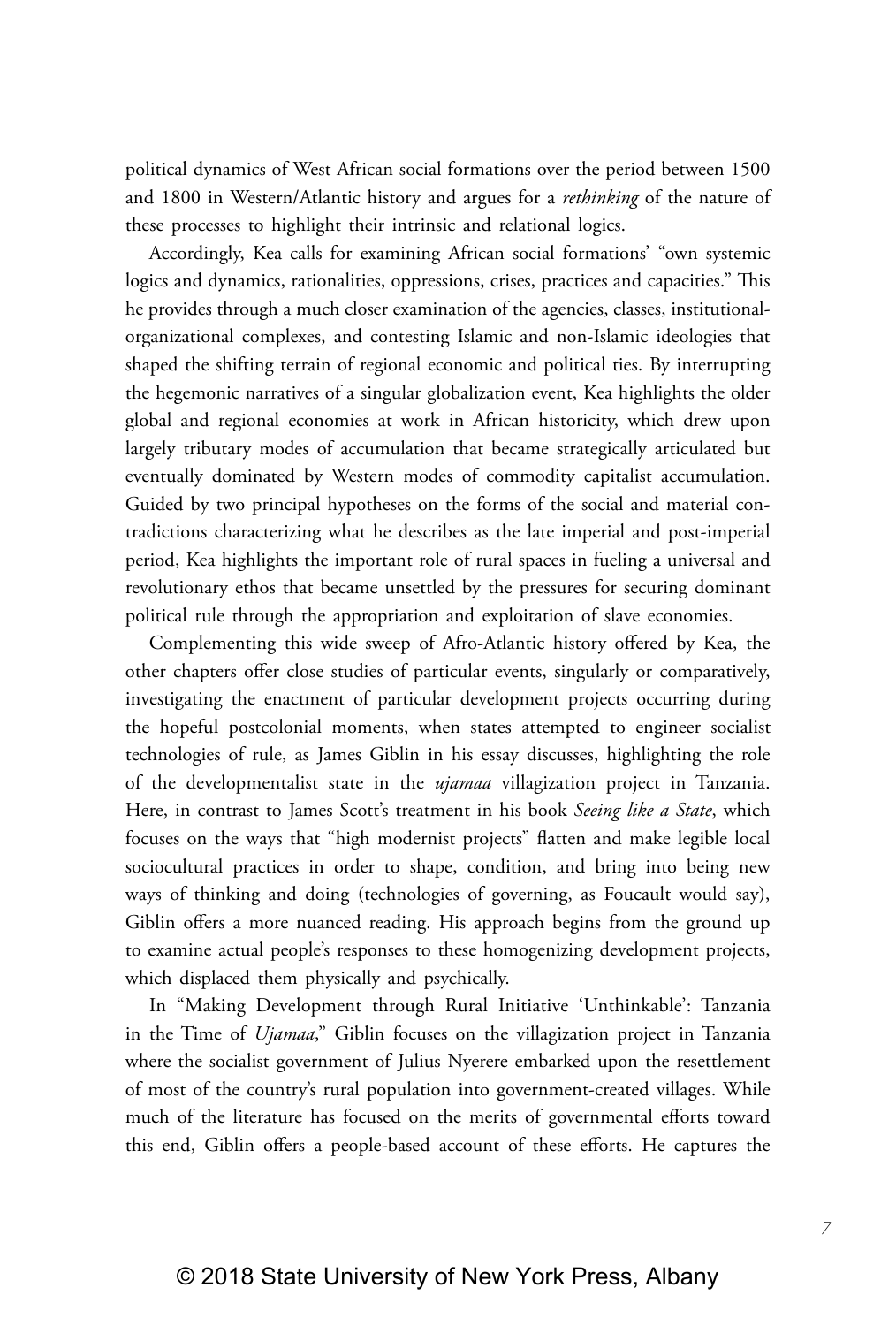political dynamics of West African social formations over the period between 1500 and 1800 in Western/Atlantic history and argues for a *rethinking* of the nature of these processes to highlight their intrinsic and relational logics.

Accordingly, Kea calls for examining African social formations' "own systemic logics and dynamics, rationalities, oppressions, crises, practices and capacities." This he provides through a much closer examination of the agencies, classes, institutional-organizational complexes, and contesting Islamic and non-Islamic ideologies that shaped the shifting terrain of regional economic and political ties. By interrupting the hegemonic narratives of a singular globalization event, Kea highlights the older global and regional economies at work in African historicity, which drew upon largely tributary modes of accumulation that became strategically articulated but eventually dominated by Western modes of commodity capitalist accumulation. Guided by two principal hypotheses on the forms of the social and material contradictions characterizing what he describes as the late imperial and post-imperial period, Kea highlights the important role of rural spaces in fueling a universal and revolutionary ethos that became unsettled by the pressures for securing dominant political rule through the appropriation and exploitation of slave economies.

Complementing this wide sweep of Afro-Atlantic history offered by Kea, the other chapters offer close studies of particular events, singularly or comparatively, investigating the enactment of particular development projects occurring during the hopeful postcolonial moments, when states attempted to engineer socialist technologies of rule, as James Giblin in his essay discusses, highlighting the role of the developmentalist state in the *ujamaa* villagization project in Tanzania. Here, in contrast to James Scott's treatment in his book *Seeing like a State*, which focuses on the ways that "high modernist projects" flatten and make legible local sociocultural practices in order to shape, condition, and bring into being new ways of thinking and doing (technologies of governing, as Foucault would say), Giblin offers a more nuanced reading. His approach begins from the ground up to examine actual people's responses to these homogenizing development projects, which displaced them physically and psychically.

In "Making Development through Rural Initiative 'Unthinkable': Tanzania in the Time of *Ujamaa*," Giblin focuses on the villagization project in Tanzania where the socialist government of Julius Nyerere embarked upon the resettlement of most of the country's rural population into government-created villages. While much of the literature has focused on the merits of governmental efforts toward this end, Giblin offers a people-based account of these efforts. He captures the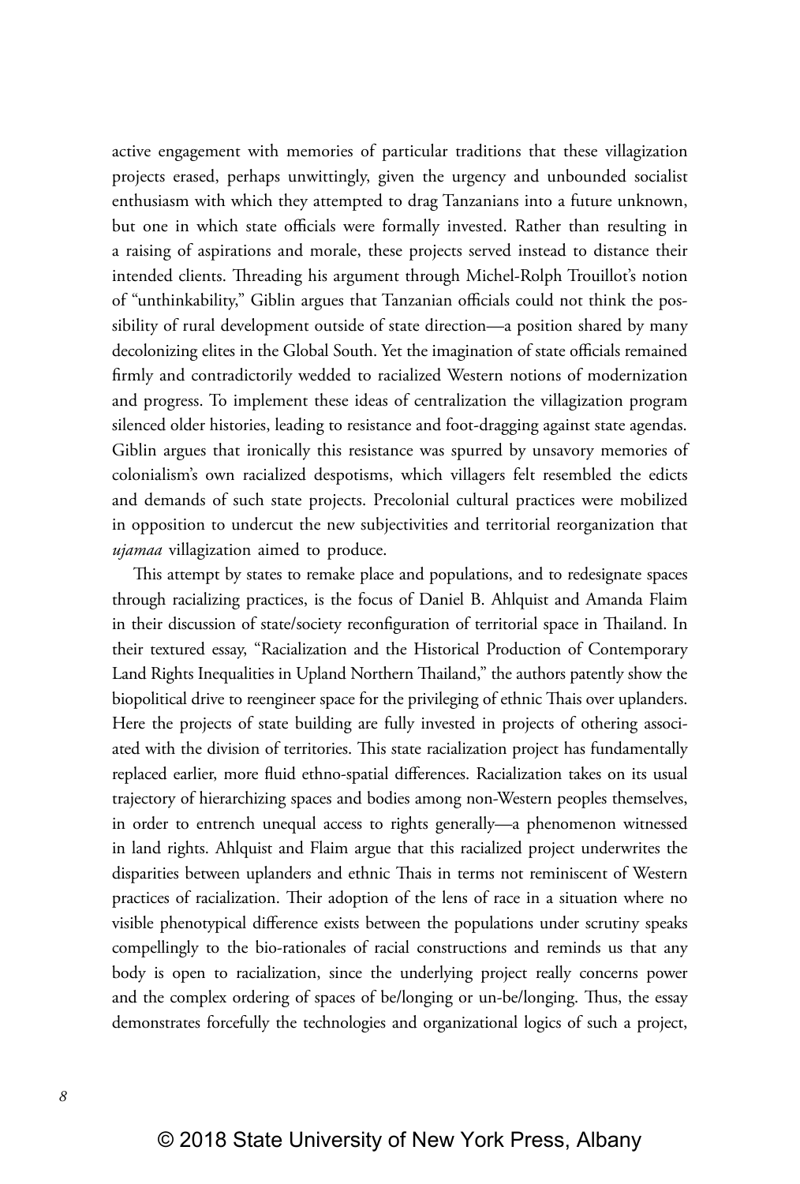active engagement with memories of particular traditions that these villagization projects erased, perhaps unwittingly, given the urgency and unbounded socialist enthusiasm with which they attempted to drag Tanzanians into a future unknown, but one in which state officials were formally invested. Rather than resulting in a raising of aspirations and morale, these projects served instead to distance their intended clients. Threading his argument through Michel-Rolph Trouillot's notion of "unthinkability," Giblin argues that Tanzanian officials could not think the possibility of rural development outside of state direction—a position shared by many decolonizing elites in the Global South. Yet the imagination of state officials remained firmly and contradictorily wedded to racialized Western notions of modernization and progress. To implement these ideas of centralization the villagization program silenced older histories, leading to resistance and foot-dragging against state agendas. Giblin argues that ironically this resistance was spurred by unsavory memories of colonialism's own racialized despotisms, which villagers felt resembled the edicts and demands of such state projects. Precolonial cultural practices were mobilized in opposition to undercut the new subjectivities and territorial reorganization that *ujamaa* villagization aimed to produce.

This attempt by states to remake place and populations, and to redesignate spaces through racializing practices, is the focus of Daniel B. Ahlquist and Amanda Flaim in their discussion of state/society reconfiguration of territorial space in Thailand. In their textured essay, "Racialization and the Historical Production of Contemporary Land Rights Inequalities in Upland Northern Thailand," the authors patently show the biopolitical drive to reengineer space for the privileging of ethnic Thais over uplanders. Here the projects of state building are fully invested in projects of othering associated with the division of territories. This state racialization project has fundamentally replaced earlier, more fluid ethno-spatial differences. Racialization takes on its usual trajectory of hierarchizing spaces and bodies among non-Western peoples themselves, in order to entrench unequal access to rights generally—a phenomenon witnessed in land rights. Ahlquist and Flaim argue that this racialized project underwrites the disparities between uplanders and ethnic Thais in terms not reminiscent of Western practices of racialization. Their adoption of the lens of race in a situation where no visible phenotypical difference exists between the populations under scrutiny speaks compellingly to the bio-rationales of racial constructions and reminds us that any body is open to racialization, since the underlying project really concerns power and the complex ordering of spaces of be/longing or un-be/longing. Thus, the essay demonstrates forcefully the technologies and organizational logics of such a project,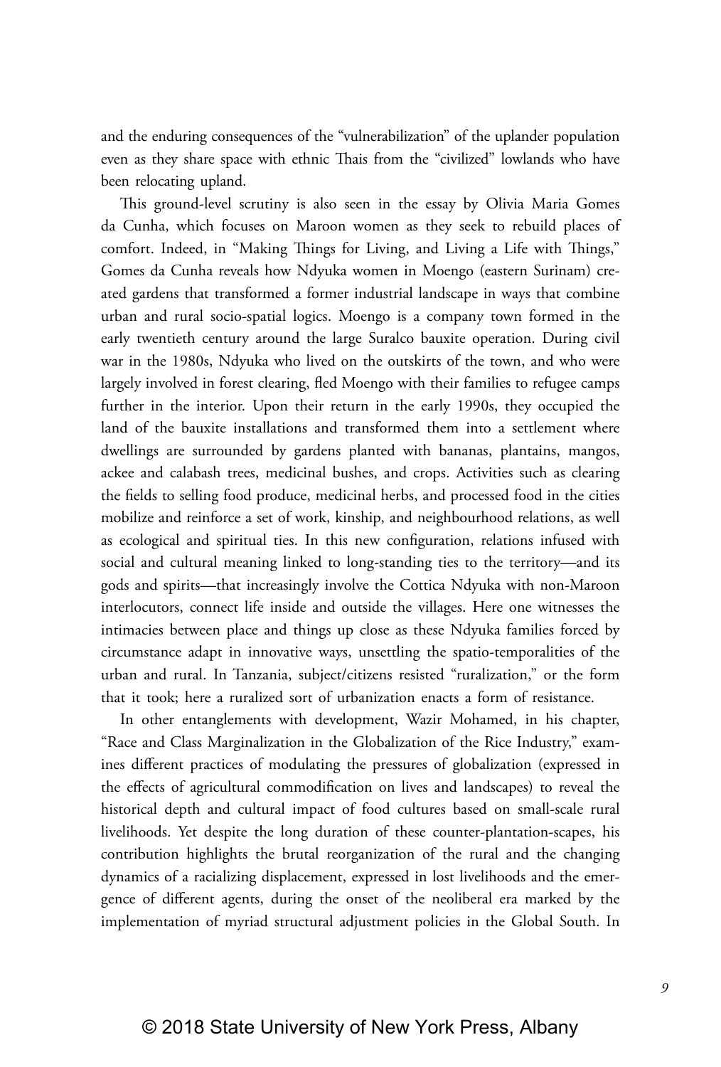and the enduring consequences of the "vulnerabilization" of the uplander population even as they share space with ethnic Thais from the "civilized" lowlands who have been relocating upland.

This ground-level scrutiny is also seen in the essay by Olivia Maria Gomes da Cunha, which focuses on Maroon women as they seek to rebuild places of comfort. Indeed, in "Making Things for Living, and Living a Life with Things," Gomes da Cunha reveals how Ndyuka women in Moengo (eastern Surinam) created gardens that transformed a former industrial landscape in ways that combine urban and rural socio-spatial logics. Moengo is a company town formed in the early twentieth century around the large Suralco bauxite operation. During civil war in the 1980s, Ndyuka who lived on the outskirts of the town, and who were largely involved in forest clearing, fled Moengo with their families to refugee camps further in the interior. Upon their return in the early 1990s, they occupied the land of the bauxite installations and transformed them into a settlement where dwellings are surrounded by gardens planted with bananas, plantains, mangos, ackee and calabash trees, medicinal bushes, and crops. Activities such as clearing the fields to selling food produce, medicinal herbs, and processed food in the cities mobilize and reinforce a set of work, kinship, and neighbourhood relations, as well as ecological and spiritual ties. In this new configuration, relations infused with social and cultural meaning linked to long-standing ties to the territory—and its gods and spirits—that increasingly involve the Cottica Ndyuka with non-Maroon interlocutors, connect life inside and outside the villages. Here one witnesses the intimacies between place and things up close as these Ndyuka families forced by circumstance adapt in innovative ways, unsettling the spatio-temporalities of the urban and rural. In Tanzania, subject/citizens resisted "ruralization," or the form that it took; here a ruralized sort of urbanization enacts a form of resistance.

In other entanglements with development, Wazir Mohamed, in his chapter, "Race and Class Marginalization in the Globalization of the Rice Industry," examines different practices of modulating the pressures of globalization (expressed in the effects of agricultural commodification on lives and landscapes) to reveal the historical depth and cultural impact of food cultures based on small-scale rural livelihoods. Yet despite the long duration of these counter-plantation-scapes, his contribution highlights the brutal reorganization of the rural and the changing dynamics of a racializing displacement, expressed in lost livelihoods and the emergence of different agents, during the onset of the neoliberal era marked by the implementation of myriad structural adjustment policies in the Global South. In

© 2018 State University of New York Press, Albany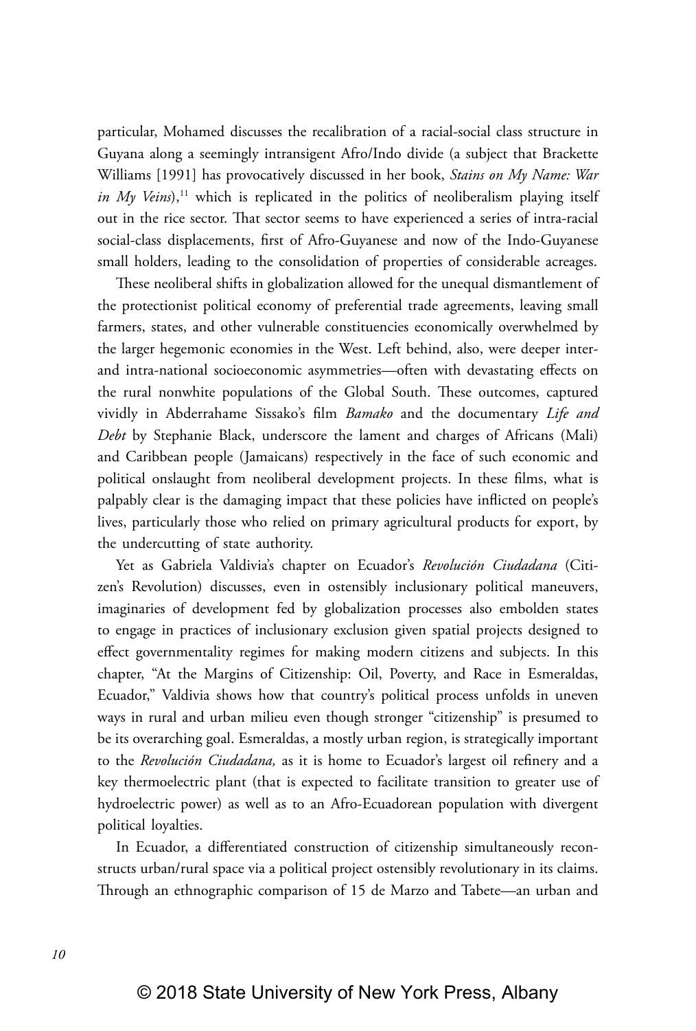particular, Mohamed discusses the recalibration of a racial-social class structure in Guyana along a seemingly intransigent Afro/Indo divide (a subject that Brackette Williams [1991] has provocatively discussed in her book, *Stains on My Name: War in My Veins*),[11] which is replicated in the politics of neoliberalism playing itself out in the rice sector. That sector seems to have experienced a series of intra-racial social-class displacements, first of Afro-Guyanese and now of the Indo-Guyanese small holders, leading to the consolidation of properties of considerable acreages.

These neoliberal shifts in globalization allowed for the unequal dismantlement of the protectionist political economy of preferential trade agreements, leaving small farmers, states, and other vulnerable constituencies economically overwhelmed by the larger hegemonic economies in the West. Left behind, also, were deeper inter- and intra-national socioeconomic asymmetries—often with devastating effects on the rural nonwhite populations of the Global South. These outcomes, captured vividly in Abderrahame Sissako's film *Bamako* and the documentary *Life and Debt* by Stephanie Black, underscore the lament and charges of Africans (Mali) and Caribbean people (Jamaicans) respectively in the face of such economic and political onslaught from neoliberal development projects. In these films, what is palpably clear is the damaging impact that these policies have inflicted on people's lives, particularly those who relied on primary agricultural products for export, by the undercutting of state authority.

Yet as Gabriela Valdivia's chapter on Ecuador's *Revolución Ciudadana* (Citizen's Revolution) discusses, even in ostensibly inclusionary political maneuvers, imaginaries of development fed by globalization processes also embolden states to engage in practices of inclusionary exclusion given spatial projects designed to effect governmentality regimes for making modern citizens and subjects. In this chapter, "At the Margins of Citizenship: Oil, Poverty, and Race in Esmeraldas, Ecuador," Valdivia shows how that country's political process unfolds in uneven ways in rural and urban milieu even though stronger "citizenship" is presumed to be its overarching goal. Esmeraldas, a mostly urban region, is strategically important to the *Revolución Ciudadana,* as it is home to Ecuador's largest oil refinery and a key thermoelectric plant (that is expected to facilitate transition to greater use of hydroelectric power) as well as to an Afro-Ecuadorean population with divergent political loyalties.

In Ecuador, a differentiated construction of citizenship simultaneously reconstructs urban/rural space via a political project ostensibly revolutionary in its claims. Through an ethnographic comparison of 15 de Marzo and Tabete—an urban and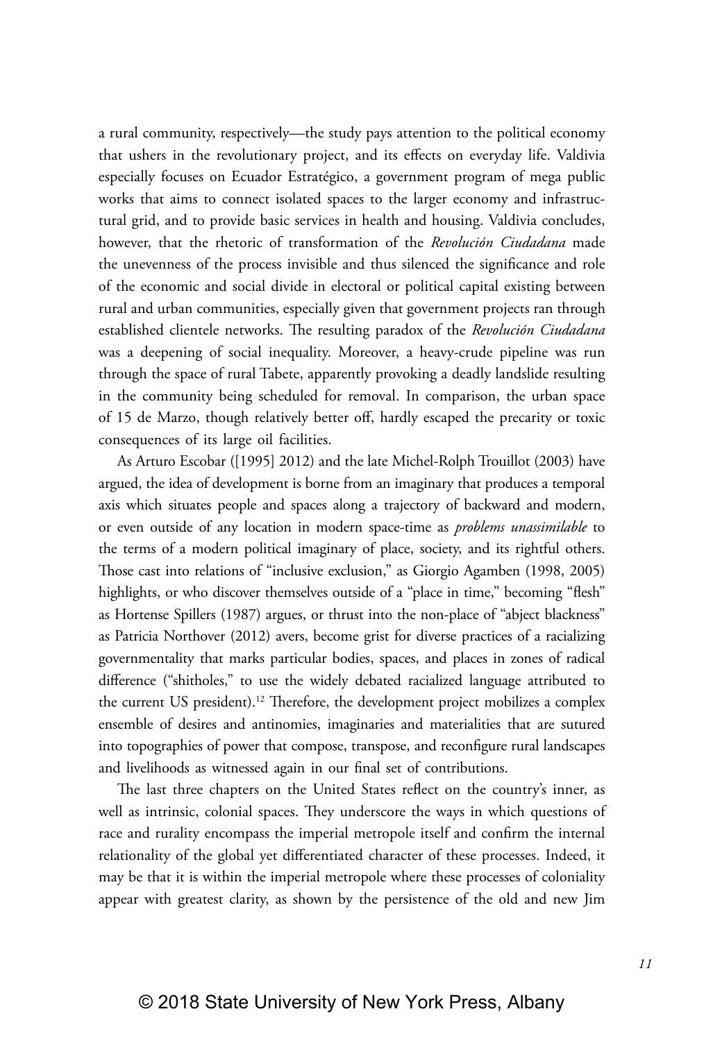a rural community, respectively—the study pays attention to the political economy that ushers in the revolutionary project, and its effects on everyday life. Valdivia especially focuses on Ecuador Estratégico, a government program of mega public works that aims to connect isolated spaces to the larger economy and infrastructural grid, and to provide basic services in health and housing. Valdivia concludes, however, that the rhetoric of transformation of the *Revolución Ciudadana* made the unevenness of the process invisible and thus silenced the significance and role of the economic and social divide in electoral or political capital existing between rural and urban communities, especially given that government projects ran through established clientele networks. The resulting paradox of the *Revolución Ciudadana* was a deepening of social inequality. Moreover, a heavy-crude pipeline was run through the space of rural Tabete, apparently provoking a deadly landslide resulting in the community being scheduled for removal. In comparison, the urban space of 15 de Marzo, though relatively better off, hardly escaped the precarity or toxic consequences of its large oil facilities.

As Arturo Escobar ([1995] 2012) and the late Michel-Rolph Trouillot (2003) have argued, the idea of development is borne from an imaginary that produces a temporal axis which situates people and spaces along a trajectory of backward and modern, or even outside of any location in modern space-time as *problems unassimilable* to the terms of a modern political imaginary of place, society, and its rightful others. Those cast into relations of "inclusive exclusion," as Giorgio Agamben (1998, 2005) highlights, or who discover themselves outside of a "place in time," becoming "flesh" as Hortense Spillers (1987) argues, or thrust into the non-place of "abject blackness" as Patricia Northover (2012) avers, become grist for diverse practices of a racializing governmentality that marks particular bodies, spaces, and places in zones of radical difference ("shitholes," to use the widely debated racialized language attributed to the current US president).[12] Therefore, the development project mobilizes a complex ensemble of desires and antinomies, imaginaries and materialities that are sutured into topographies of power that compose, transpose, and reconfigure rural landscapes and livelihoods as witnessed again in our final set of contributions.

The last three chapters on the United States reflect on the country's inner, as well as intrinsic, colonial spaces. They underscore the ways in which questions of race and rurality encompass the imperial metropole itself and confirm the internal relationality of the global yet differentiated character of these processes. Indeed, it may be that it is within the imperial metropole where these processes of coloniality appear with greatest clarity, as shown by the persistence of the old and new Jim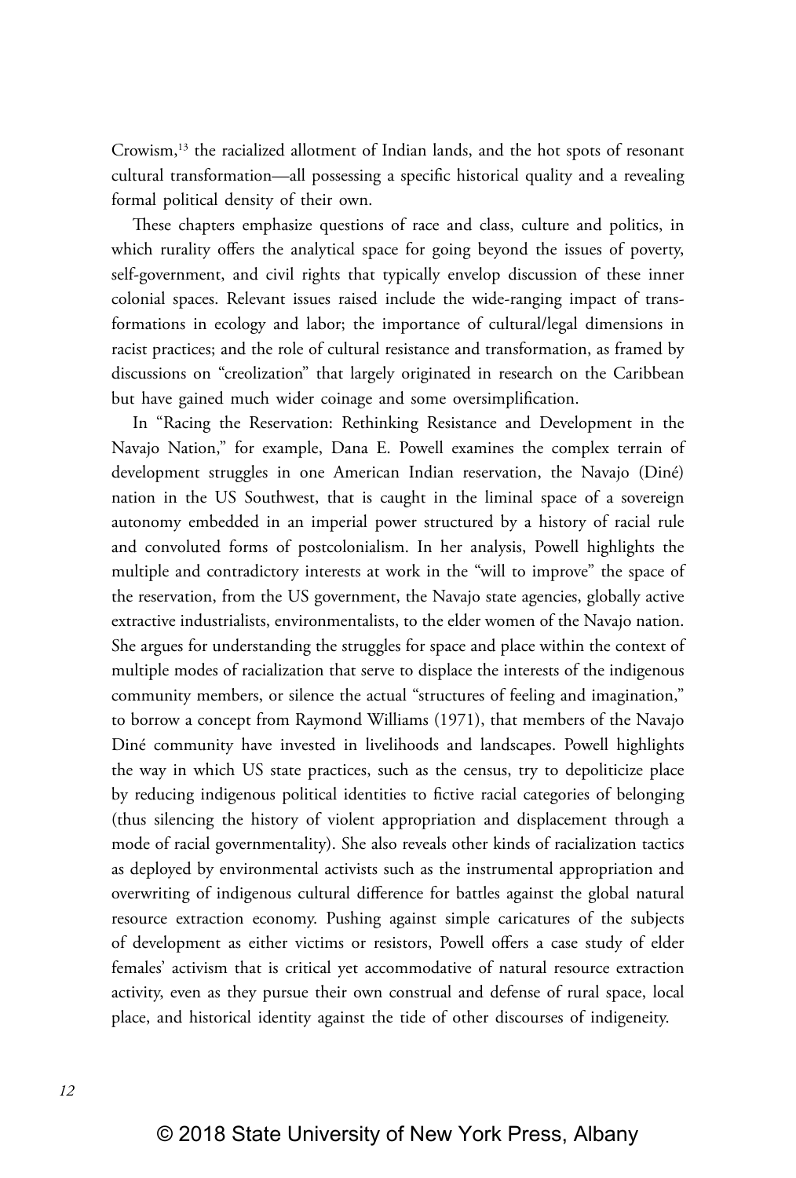Crowism,[13] the racialized allotment of Indian lands, and the hot spots of resonant cultural transformation—all possessing a specific historical quality and a revealing formal political density of their own.

These chapters emphasize questions of race and class, culture and politics, in which rurality offers the analytical space for going beyond the issues of poverty, self-government, and civil rights that typically envelop discussion of these inner colonial spaces. Relevant issues raised include the wide-ranging impact of transformations in ecology and labor; the importance of cultural/legal dimensions in racist practices; and the role of cultural resistance and transformation, as framed by discussions on "creolization" that largely originated in research on the Caribbean but have gained much wider coinage and some oversimplification.

In "Racing the Reservation: Rethinking Resistance and Development in the Navajo Nation," for example, Dana E. Powell examines the complex terrain of development struggles in one American Indian reservation, the Navajo (Diné) nation in the US Southwest, that is caught in the liminal space of a sovereign autonomy embedded in an imperial power structured by a history of racial rule and convoluted forms of postcolonialism. In her analysis, Powell highlights the multiple and contradictory interests at work in the "will to improve" the space of the reservation, from the US government, the Navajo state agencies, globally active extractive industrialists, environmentalists, to the elder women of the Navajo nation. She argues for understanding the struggles for space and place within the context of multiple modes of racialization that serve to displace the interests of the indigenous community members, or silence the actual "structures of feeling and imagination," to borrow a concept from Raymond Williams (1971), that members of the Navajo Diné community have invested in livelihoods and landscapes. Powell highlights the way in which US state practices, such as the census, try to depoliticize place by reducing indigenous political identities to fictive racial categories of belonging (thus silencing the history of violent appropriation and displacement through a mode of racial governmentality). She also reveals other kinds of racialization tactics as deployed by environmental activists such as the instrumental appropriation and overwriting of indigenous cultural difference for battles against the global natural resource extraction economy. Pushing against simple caricatures of the subjects of development as either victims or resistors, Powell offers a case study of elder females' activism that is critical yet accommodative of natural resource extraction activity, even as they pursue their own construal and defense of rural space, local place, and historical identity against the tide of other discourses of indigeneity.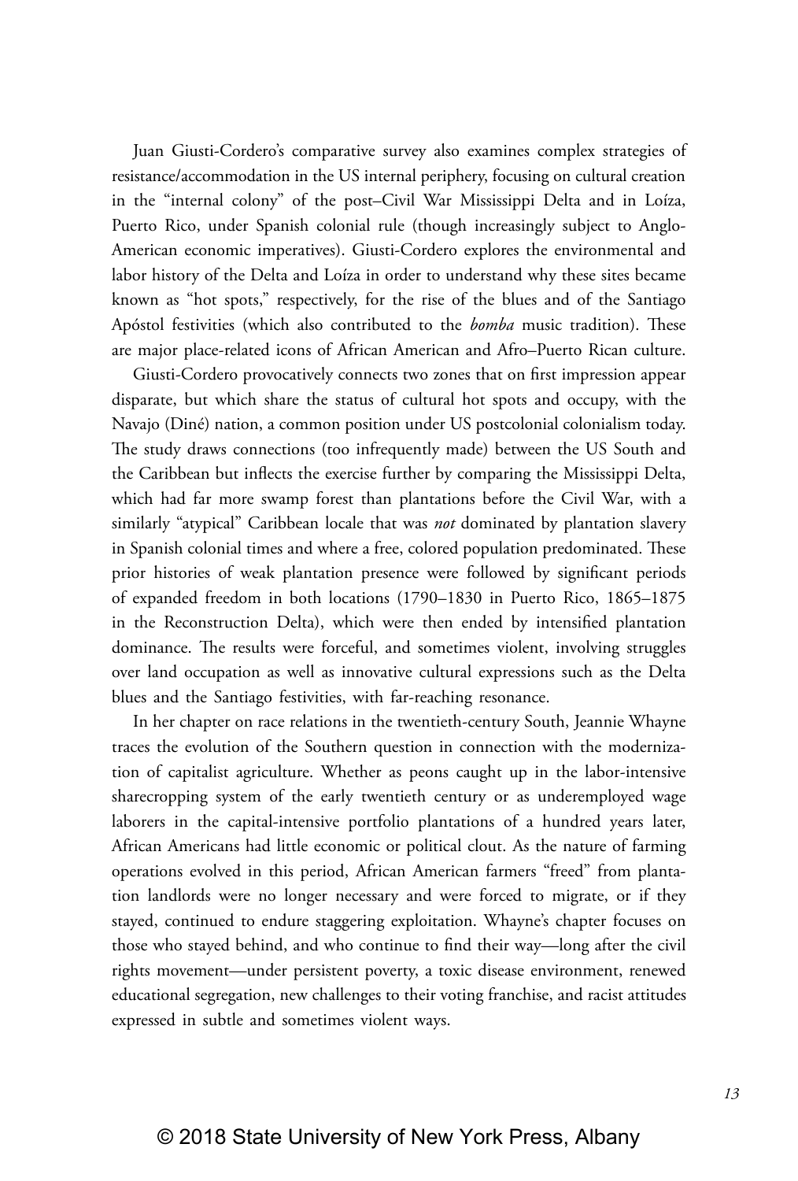Juan Giusti-Cordero's comparative survey also examines complex strategies of resistance/accommodation in the US internal periphery, focusing on cultural creation in the "internal colony" of the post–Civil War Mississippi Delta and in Loíza, Puerto Rico, under Spanish colonial rule (though increasingly subject to Anglo-American economic imperatives). Giusti-Cordero explores the environmental and labor history of the Delta and Loíza in order to understand why these sites became known as "hot spots," respectively, for the rise of the blues and of the Santiago Apóstol festivities (which also contributed to the *bomba* music tradition). These are major place-related icons of African American and Afro–Puerto Rican culture.

Giusti-Cordero provocatively connects two zones that on first impression appear disparate, but which share the status of cultural hot spots and occupy, with the Navajo (Diné) nation, a common position under US postcolonial colonialism today. The study draws connections (too infrequently made) between the US South and the Caribbean but inflects the exercise further by comparing the Mississippi Delta, which had far more swamp forest than plantations before the Civil War, with a similarly "atypical" Caribbean locale that was *not* dominated by plantation slavery in Spanish colonial times and where a free, colored population predominated. These prior histories of weak plantation presence were followed by significant periods of expanded freedom in both locations (1790–1830 in Puerto Rico, 1865–1875 in the Reconstruction Delta), which were then ended by intensified plantation dominance. The results were forceful, and sometimes violent, involving struggles over land occupation as well as innovative cultural expressions such as the Delta blues and the Santiago festivities, with far-reaching resonance.

In her chapter on race relations in the twentieth-century South, Jeannie Whayne traces the evolution of the Southern question in connection with the modernization of capitalist agriculture. Whether as peons caught up in the labor-intensive sharecropping system of the early twentieth century or as underemployed wage laborers in the capital-intensive portfolio plantations of a hundred years later, African Americans had little economic or political clout. As the nature of farming operations evolved in this period, African American farmers "freed" from plantation landlords were no longer necessary and were forced to migrate, or if they stayed, continued to endure staggering exploitation. Whayne's chapter focuses on those who stayed behind, and who continue to find their way—long after the civil rights movement—under persistent poverty, a toxic disease environment, renewed educational segregation, new challenges to their voting franchise, and racist attitudes expressed in subtle and sometimes violent ways.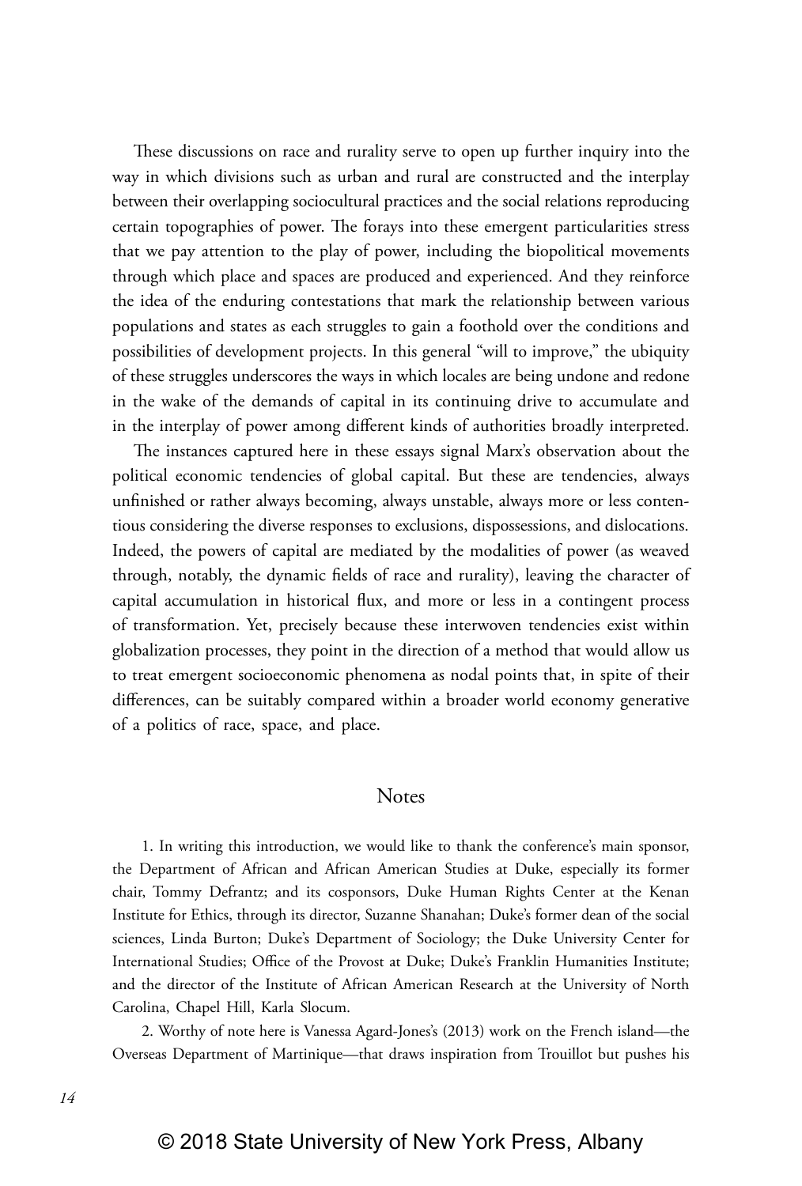These discussions on race and rurality serve to open up further inquiry into the way in which divisions such as urban and rural are constructed and the interplay between their overlapping sociocultural practices and the social relations reproducing certain topographies of power. The forays into these emergent particularities stress that we pay attention to the play of power, including the biopolitical movements through which place and spaces are produced and experienced. And they reinforce the idea of the enduring contestations that mark the relationship between various populations and states as each struggles to gain a foothold over the conditions and possibilities of development projects. In this general "will to improve," the ubiquity of these struggles underscores the ways in which locales are being undone and redone in the wake of the demands of capital in its continuing drive to accumulate and in the interplay of power among different kinds of authorities broadly interpreted.

The instances captured here in these essays signal Marx's observation about the political economic tendencies of global capital. But these are tendencies, always unfinished or rather always becoming, always unstable, always more or less contentious considering the diverse responses to exclusions, dispossessions, and dislocations. Indeed, the powers of capital are mediated by the modalities of power (as weaved through, notably, the dynamic fields of race and rurality), leaving the character of capital accumulation in historical flux, and more or less in a contingent process of transformation. Yet, precisely because these interwoven tendencies exist within globalization processes, they point in the direction of a method that would allow us to treat emergent socioeconomic phenomena as nodal points that, in spite of their differences, can be suitably compared within a broader world economy generative of a politics of race, space, and place.

## Notes

1. In writing this introduction, we would like to thank the conference's main sponsor, the Department of African and African American Studies at Duke, especially its former chair, Tommy Defrantz; and its cosponsors, Duke Human Rights Center at the Kenan Institute for Ethics, through its director, Suzanne Shanahan; Duke's former dean of the social sciences, Linda Burton; Duke's Department of Sociology; the Duke University Center for International Studies; Office of the Provost at Duke; Duke's Franklin Humanities Institute; and the director of the Institute of African American Research at the University of North Carolina, Chapel Hill, Karla Slocum.

2. Worthy of note here is Vanessa Agard-Jones's (2013) work on the French island—the Overseas Department of Martinique—that draws inspiration from Trouillot but pushes his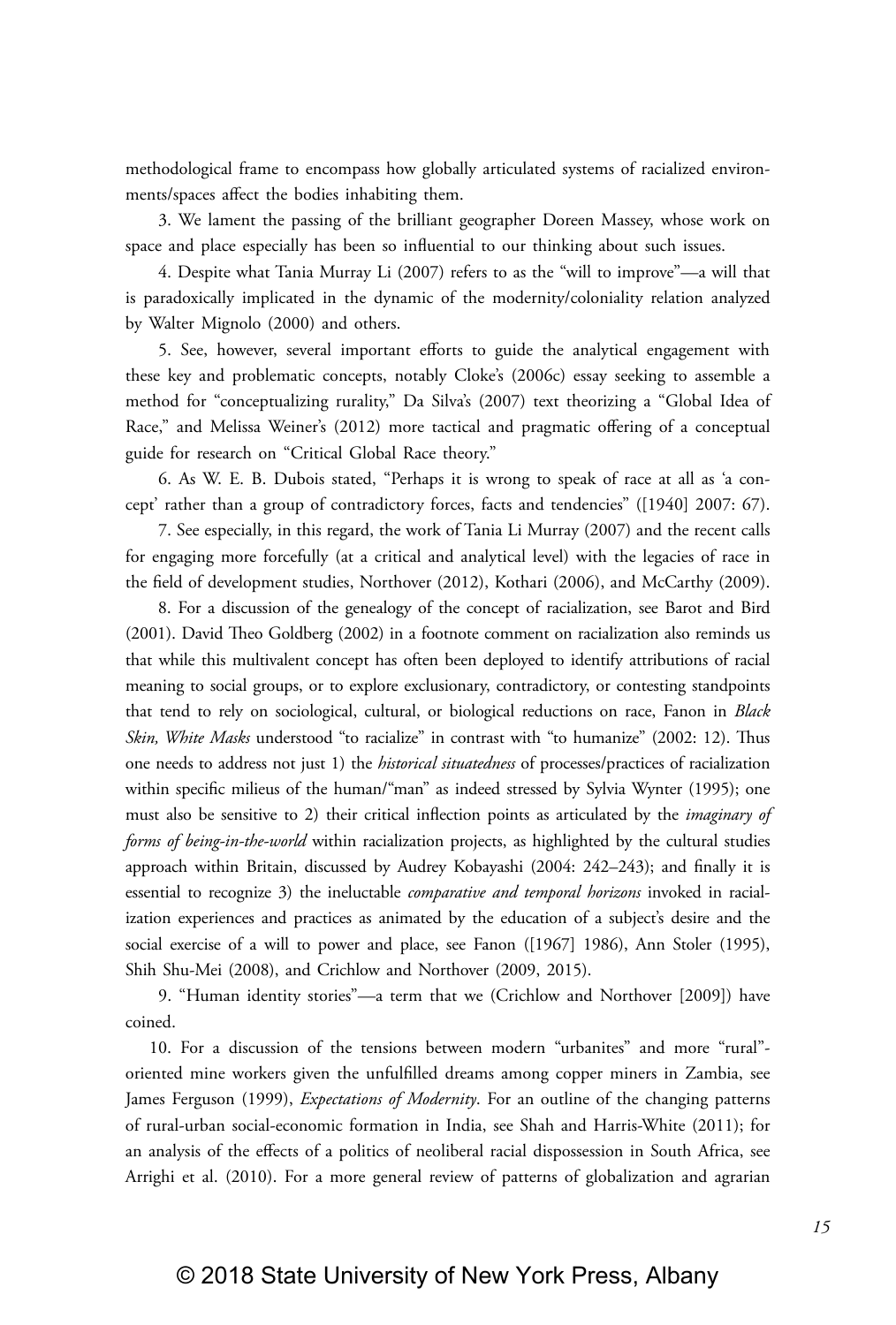methodological frame to encompass how globally articulated systems of racialized environments/spaces affect the bodies inhabiting them.

3. We lament the passing of the brilliant geographer Doreen Massey, whose work on space and place especially has been so influential to our thinking about such issues.

4. Despite what Tania Murray Li (2007) refers to as the "will to improve"—a will that is paradoxically implicated in the dynamic of the modernity/coloniality relation analyzed by Walter Mignolo (2000) and others.

5. See, however, several important efforts to guide the analytical engagement with these key and problematic concepts, notably Cloke's (2006c) essay seeking to assemble a method for "conceptualizing rurality," Da Silva's (2007) text theorizing a "Global Idea of Race," and Melissa Weiner's (2012) more tactical and pragmatic offering of a conceptual guide for research on "Critical Global Race theory."

6. As W. E. B. Dubois stated, "Perhaps it is wrong to speak of race at all as 'a concept' rather than a group of contradictory forces, facts and tendencies" ([1940] 2007: 67).

7. See especially, in this regard, the work of Tania Li Murray (2007) and the recent calls for engaging more forcefully (at a critical and analytical level) with the legacies of race in the field of development studies, Northover (2012), Kothari (2006), and McCarthy (2009).

8. For a discussion of the genealogy of the concept of racialization, see Barot and Bird (2001). David Theo Goldberg (2002) in a footnote comment on racialization also reminds us that while this multivalent concept has often been deployed to identify attributions of racial meaning to social groups, or to explore exclusionary, contradictory, or contesting standpoints that tend to rely on sociological, cultural, or biological reductions on race, Fanon in *Black Skin, White Masks* understood "to racialize" in contrast with "to humanize" (2002: 12). Thus one needs to address not just 1) the *historical situatedness* of processes/practices of racialization within specific milieus of the human/"man" as indeed stressed by Sylvia Wynter (1995); one must also be sensitive to 2) their critical inflection points as articulated by the *imaginary of forms of being-in-the-world* within racialization projects, as highlighted by the cultural studies approach within Britain, discussed by Audrey Kobayashi (2004: 242–243); and finally it is essential to recognize 3) the ineluctable *comparative and temporal horizons* invoked in racialization experiences and practices as animated by the education of a subject's desire and the social exercise of a will to power and place, see Fanon ([1967] 1986), Ann Stoler (1995), Shih Shu-Mei (2008), and Crichlow and Northover (2009, 2015).

9. "Human identity stories"—a term that we (Crichlow and Northover [2009]) have coined.

10. For a discussion of the tensions between modern "urbanites" and more "rural"-oriented mine workers given the unfulfilled dreams among copper miners in Zambia, see James Ferguson (1999), *Expectations of Modernity*. For an outline of the changing patterns of rural-urban social-economic formation in India, see Shah and Harris-White (2011); for an analysis of the effects of a politics of neoliberal racial dispossession in South Africa, see Arrighi et al. (2010). For a more general review of patterns of globalization and agrarian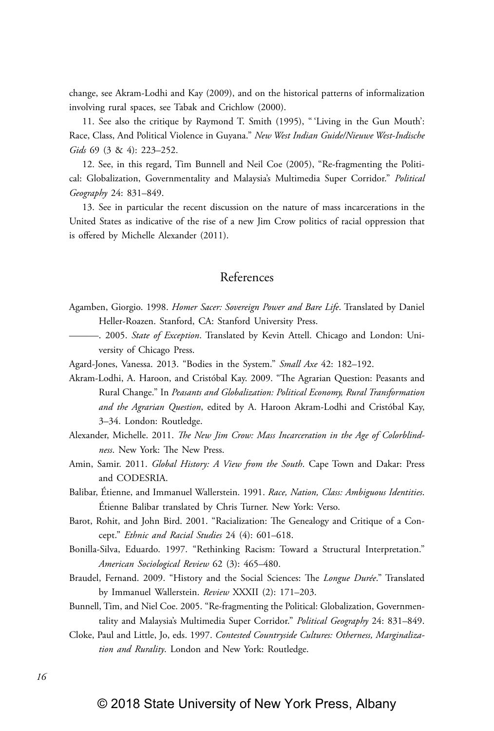change, see Akram-Lodhi and Kay (2009), and on the historical patterns of informalization involving rural spaces, see Tabak and Crichlow (2000).

11. See also the critique by Raymond T. Smith (1995), " 'Living in the Gun Mouth': Race, Class, And Political Violence in Guyana." *New West Indian Guide/Nieuwe West-Indische Gids* 69 (3 & 4): 223–252.

12. See, in this regard, Tim Bunnell and Neil Coe (2005), "Re-fragmenting the Political: Globalization, Governmentality and Malaysia's Multimedia Super Corridor." *Political Geography* 24: 831–849.

13. See in particular the recent discussion on the nature of mass incarcerations in the United States as indicative of the rise of a new Jim Crow politics of racial oppression that is offered by Michelle Alexander (2011).

## References

Agamben, Giorgio. 1998. *Homer Sacer: Sovereign Power and Bare Life*. Translated by Daniel Heller-Roazen. Stanford, CA: Stanford University Press.

———. 2005. *State of Exception*. Translated by Kevin Attell. Chicago and London: University of Chicago Press.

Agard-Jones, Vanessa. 2013. "Bodies in the System." *Small Axe* 42: 182–192.

Akram-Lodhi, A. Haroon, and Cristóbal Kay. 2009. "The Agrarian Question: Peasants and Rural Change." In *Peasants and Globalization: Political Economy, Rural Transformation and the Agrarian Question*, edited by A. Haroon Akram-Lodhi and Cristóbal Kay, 3–34. London: Routledge.

Alexander, Michelle. 2011. *The New Jim Crow: Mass Incarceration in the Age of Colorblindness*. New York: The New Press.

Amin, Samir. 2011. *Global History: A View from the South*. Cape Town and Dakar: Press and CODESRIA.

Balibar, Étienne, and Immanuel Wallerstein. 1991. *Race, Nation, Class: Ambiguous Identities*. Étienne Balibar translated by Chris Turner. New York: Verso.

Barot, Rohit, and John Bird. 2001. "Racialization: The Genealogy and Critique of a Concept." *Ethnic and Racial Studies* 24 (4): 601–618.

Bonilla-Silva, Eduardo. 1997. "Rethinking Racism: Toward a Structural Interpretation." *American Sociological Review* 62 (3): 465–480.

Braudel, Fernand. 2009. "History and the Social Sciences: The *Longue Durée*." Translated by Immanuel Wallerstein. *Review* XXXII (2): 171–203.

Bunnell, Tim, and Niel Coe. 2005. "Re-fragmenting the Political: Globalization, Governmentality and Malaysia's Multimedia Super Corridor." *Political Geography* 24: 831–849.

Cloke, Paul and Little, Jo, eds. 1997. *Contested Countryside Cultures: Otherness, Marginalization and Rurality*. London and New York: Routledge.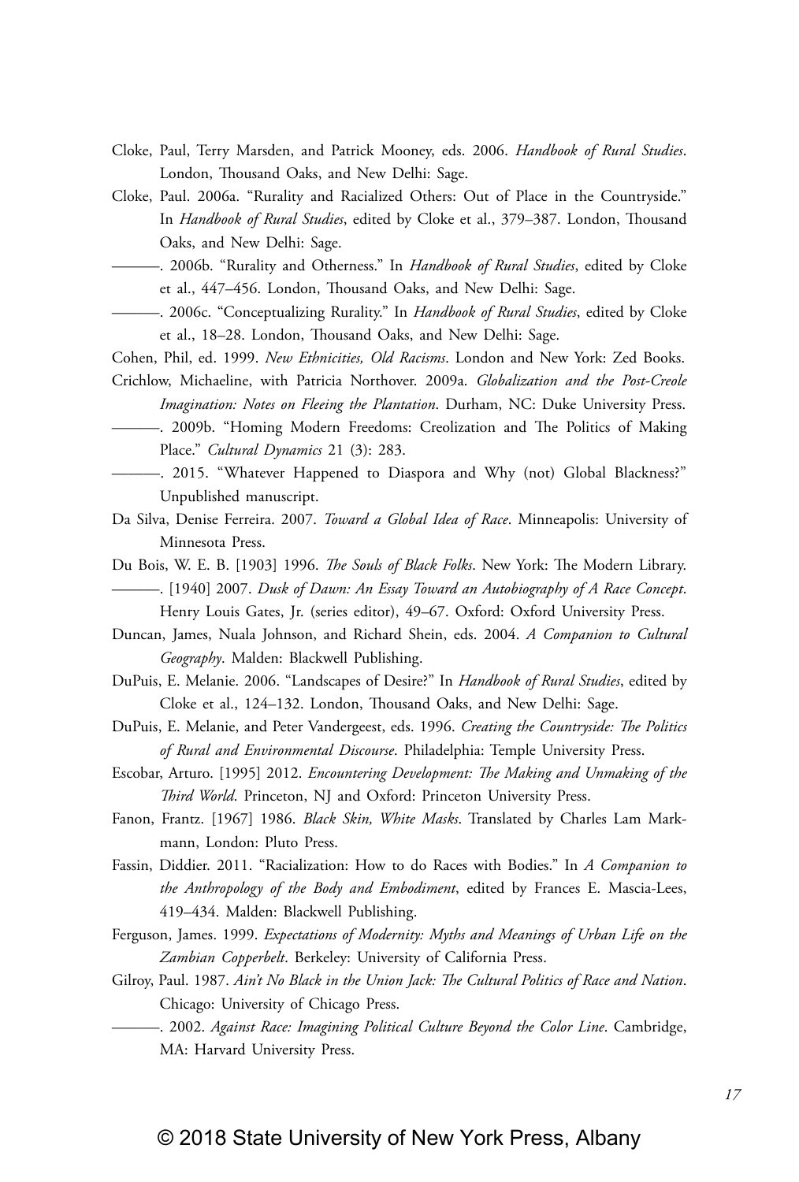Cloke, Paul, Terry Marsden, and Patrick Mooney, eds. 2006. *Handbook of Rural Studies*. London, Thousand Oaks, and New Delhi: Sage.

Cloke, Paul. 2006a. "Rurality and Racialized Others: Out of Place in the Countryside." In *Handbook of Rural Studies*, edited by Cloke et al., 379–387. London, Thousand Oaks, and New Delhi: Sage.

———. 2006b. "Rurality and Otherness." In *Handbook of Rural Studies*, edited by Cloke et al., 447–456. London, Thousand Oaks, and New Delhi: Sage.

———. 2006c. "Conceptualizing Rurality." In *Handbook of Rural Studies*, edited by Cloke et al., 18–28. London, Thousand Oaks, and New Delhi: Sage.

Cohen, Phil, ed. 1999. *New Ethnicities, Old Racisms*. London and New York: Zed Books.

Crichlow, Michaeline, with Patricia Northover. 2009a. *Globalization and the Post-Creole Imagination: Notes on Fleeing the Plantation*. Durham, NC: Duke University Press.

———. 2009b. "Homing Modern Freedoms: Creolization and The Politics of Making Place." *Cultural Dynamics* 21 (3): 283.

———. 2015. "Whatever Happened to Diaspora and Why (not) Global Blackness?" Unpublished manuscript.

Da Silva, Denise Ferreira. 2007. *Toward a Global Idea of Race*. Minneapolis: University of Minnesota Press.

Du Bois, W. E. B. [1903] 1996. *The Souls of Black Folks*. New York: The Modern Library.

———. [1940] 2007. *Dusk of Dawn: An Essay Toward an Autobiography of A Race Concept*. Henry Louis Gates, Jr. (series editor), 49–67. Oxford: Oxford University Press.

Duncan, James, Nuala Johnson, and Richard Shein, eds. 2004. *A Companion to Cultural Geography*. Malden: Blackwell Publishing.

DuPuis, E. Melanie. 2006. "Landscapes of Desire?" In *Handbook of Rural Studies*, edited by Cloke et al., 124–132. London, Thousand Oaks, and New Delhi: Sage.

DuPuis, E. Melanie, and Peter Vandergeest, eds. 1996. *Creating the Countryside: The Politics of Rural and Environmental Discourse*. Philadelphia: Temple University Press.

Escobar, Arturo. [1995] 2012. *Encountering Development: The Making and Unmaking of the Third World*. Princeton, NJ and Oxford: Princeton University Press.

Fanon, Frantz. [1967] 1986. *Black Skin, White Masks*. Translated by Charles Lam Markmann, London: Pluto Press.

Fassin, Diddier. 2011. "Racialization: How to do Races with Bodies." In *A Companion to the Anthropology of the Body and Embodiment*, edited by Frances E. Mascia-Lees, 419–434. Malden: Blackwell Publishing.

Ferguson, James. 1999. *Expectations of Modernity: Myths and Meanings of Urban Life on the Zambian Copperbelt*. Berkeley: University of California Press.

Gilroy, Paul. 1987. *Ain't No Black in the Union Jack: The Cultural Politics of Race and Nation*. Chicago: University of Chicago Press.

———. 2002. *Against Race: Imagining Political Culture Beyond the Color Line*. Cambridge, MA: Harvard University Press.

© 2018 State University of New York Press, Albany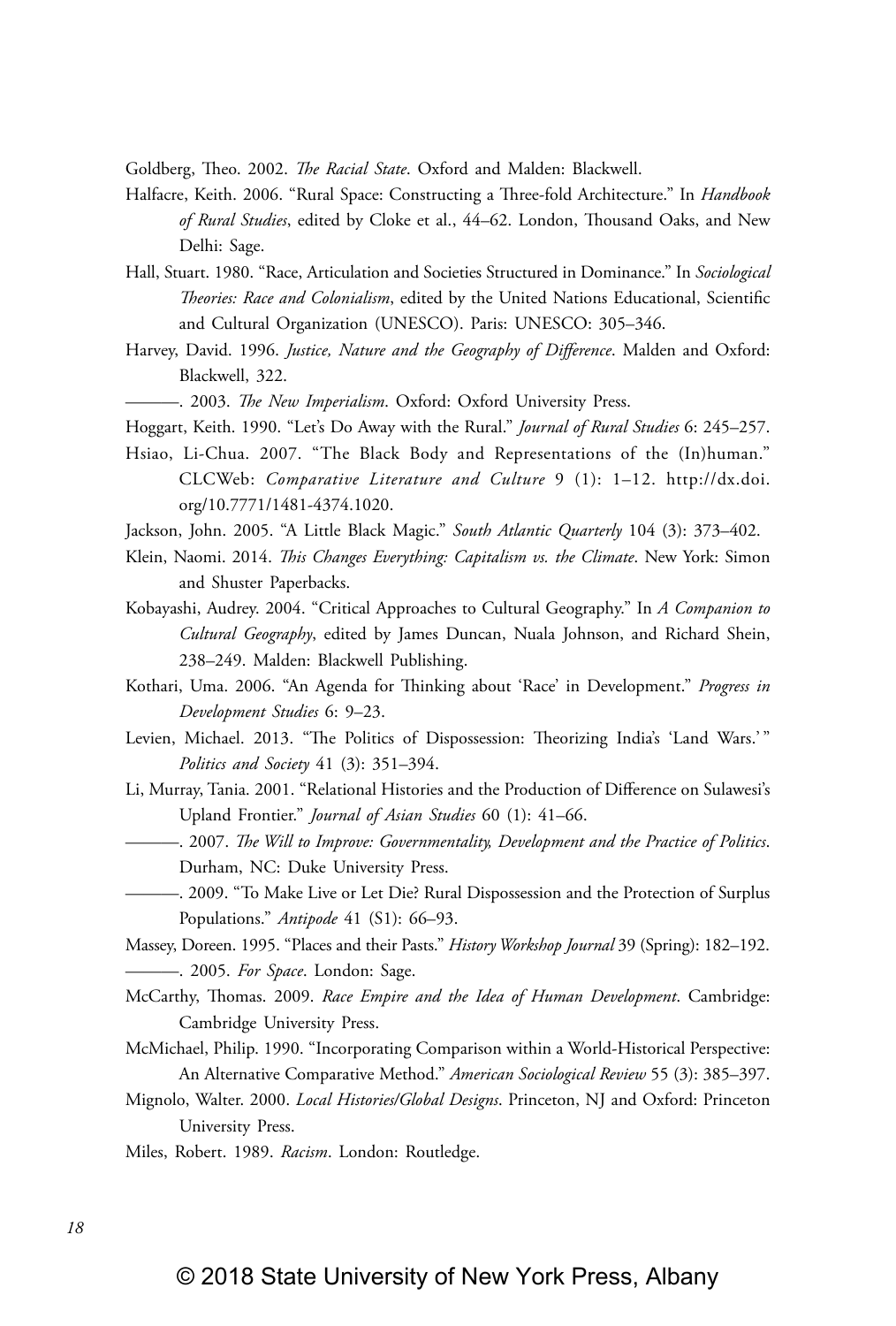Goldberg, Theo. 2002. *The Racial State*. Oxford and Malden: Blackwell.

Halfacre, Keith. 2006. "Rural Space: Constructing a Three-fold Architecture." In *Handbook of Rural Studies*, edited by Cloke et al., 44–62. London, Thousand Oaks, and New Delhi: Sage.

Hall, Stuart. 1980. "Race, Articulation and Societies Structured in Dominance." In *Sociological Theories: Race and Colonialism*, edited by the United Nations Educational, Scientific and Cultural Organization (UNESCO). Paris: UNESCO: 305–346.

Harvey, David. 1996. *Justice, Nature and the Geography of Difference*. Malden and Oxford: Blackwell, 322.

———. 2003. *The New Imperialism*. Oxford: Oxford University Press.

Hoggart, Keith. 1990. "Let's Do Away with the Rural." *Journal of Rural Studies* 6: 245–257.

Hsiao, Li-Chua. 2007. "The Black Body and Representations of the (In)human." CLCWeb: *Comparative Literature and Culture* 9 (1): 1–12. http://dx.doi.org/10.7771/1481-4374.1020.

Jackson, John. 2005. "A Little Black Magic." *South Atlantic Quarterly* 104 (3): 373–402.

Klein, Naomi. 2014. *This Changes Everything: Capitalism vs. the Climate*. New York: Simon and Shuster Paperbacks.

Kobayashi, Audrey. 2004. "Critical Approaches to Cultural Geography." In *A Companion to Cultural Geography*, edited by James Duncan, Nuala Johnson, and Richard Shein, 238–249. Malden: Blackwell Publishing.

Kothari, Uma. 2006. "An Agenda for Thinking about 'Race' in Development." *Progress in Development Studies* 6: 9–23.

Levien, Michael. 2013. "The Politics of Dispossession: Theorizing India's 'Land Wars.'" *Politics and Society* 41 (3): 351–394.

Li, Murray, Tania. 2001. "Relational Histories and the Production of Difference on Sulawesi's Upland Frontier." *Journal of Asian Studies* 60 (1): 41–66.

———. 2007. *The Will to Improve: Governmentality, Development and the Practice of Politics*. Durham, NC: Duke University Press.

———. 2009. "To Make Live or Let Die? Rural Dispossession and the Protection of Surplus Populations." *Antipode* 41 (S1): 66–93.

Massey, Doreen. 1995. "Places and their Pasts." *History Workshop Journal* 39 (Spring): 182–192.

———. 2005. *For Space*. London: Sage.

McCarthy, Thomas. 2009. *Race Empire and the Idea of Human Development*. Cambridge: Cambridge University Press.

McMichael, Philip. 1990. "Incorporating Comparison within a World-Historical Perspective: An Alternative Comparative Method." *American Sociological Review* 55 (3): 385–397.

Mignolo, Walter. 2000. *Local Histories/Global Designs*. Princeton, NJ and Oxford: Princeton University Press.

Miles, Robert. 1989. *Racism*. London: Routledge.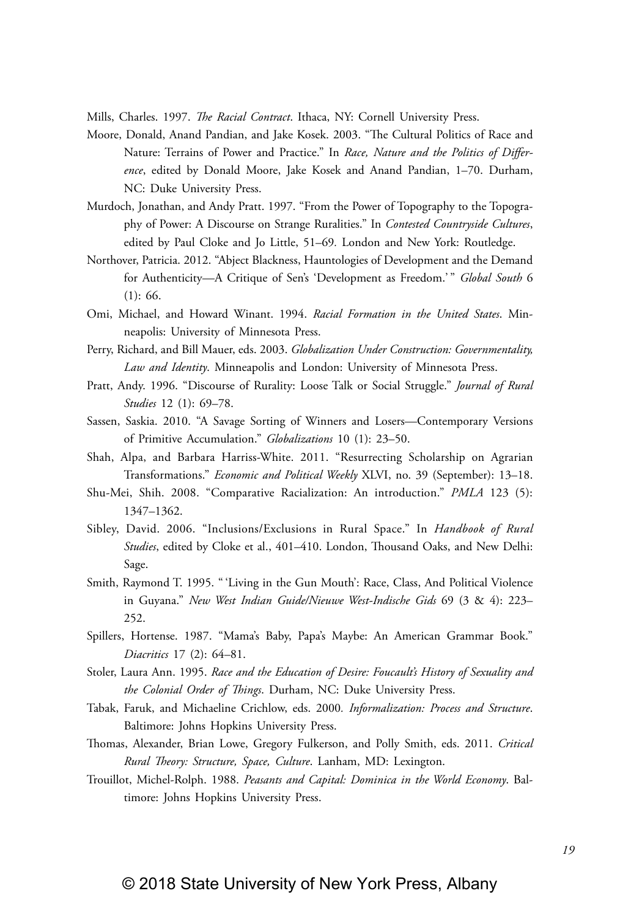Mills, Charles. 1997. *The Racial Contract*. Ithaca, NY: Cornell University Press.

Moore, Donald, Anand Pandian, and Jake Kosek. 2003. "The Cultural Politics of Race and Nature: Terrains of Power and Practice." In *Race, Nature and the Politics of Difference*, edited by Donald Moore, Jake Kosek and Anand Pandian, 1–70. Durham, NC: Duke University Press.

Murdoch, Jonathan, and Andy Pratt. 1997. "From the Power of Topography to the Topography of Power: A Discourse on Strange Ruralities." In *Contested Countryside Cultures*, edited by Paul Cloke and Jo Little, 51–69. London and New York: Routledge.

Northover, Patricia. 2012. "Abject Blackness, Hauntologies of Development and the Demand for Authenticity—A Critique of Sen's 'Development as Freedom.'" *Global South* 6 (1): 66.

Omi, Michael, and Howard Winant. 1994. *Racial Formation in the United States*. Minneapolis: University of Minnesota Press.

Perry, Richard, and Bill Mauer, eds. 2003. *Globalization Under Construction: Governmentality, Law and Identity*. Minneapolis and London: University of Minnesota Press.

Pratt, Andy. 1996. "Discourse of Rurality: Loose Talk or Social Struggle." *Journal of Rural Studies* 12 (1): 69–78.

Sassen, Saskia. 2010. "A Savage Sorting of Winners and Losers—Contemporary Versions of Primitive Accumulation." *Globalizations* 10 (1): 23–50.

Shah, Alpa, and Barbara Harriss-White. 2011. "Resurrecting Scholarship on Agrarian Transformations." *Economic and Political Weekly* XLVI, no. 39 (September): 13–18.

Shu-Mei, Shih. 2008. "Comparative Racialization: An introduction." *PMLA* 123 (5): 1347–1362.

Sibley, David. 2006. "Inclusions/Exclusions in Rural Space." In *Handbook of Rural Studies*, edited by Cloke et al., 401–410. London, Thousand Oaks, and New Delhi: Sage.

Smith, Raymond T. 1995. "'Living in the Gun Mouth': Race, Class, And Political Violence in Guyana." *New West Indian Guide/Nieuwe West-Indische Gids* 69 (3 & 4): 223–252.

Spillers, Hortense. 1987. "Mama's Baby, Papa's Maybe: An American Grammar Book." *Diacritics* 17 (2): 64–81.

Stoler, Laura Ann. 1995. *Race and the Education of Desire: Foucault's History of Sexuality and the Colonial Order of Things*. Durham, NC: Duke University Press.

Tabak, Faruk, and Michaeline Crichlow, eds. 2000. *Informalization: Process and Structure*. Baltimore: Johns Hopkins University Press.

Thomas, Alexander, Brian Lowe, Gregory Fulkerson, and Polly Smith, eds. 2011. *Critical Rural Theory: Structure, Space, Culture*. Lanham, MD: Lexington.

Trouillot, Michel-Rolph. 1988. *Peasants and Capital: Dominica in the World Economy*. Baltimore: Johns Hopkins University Press.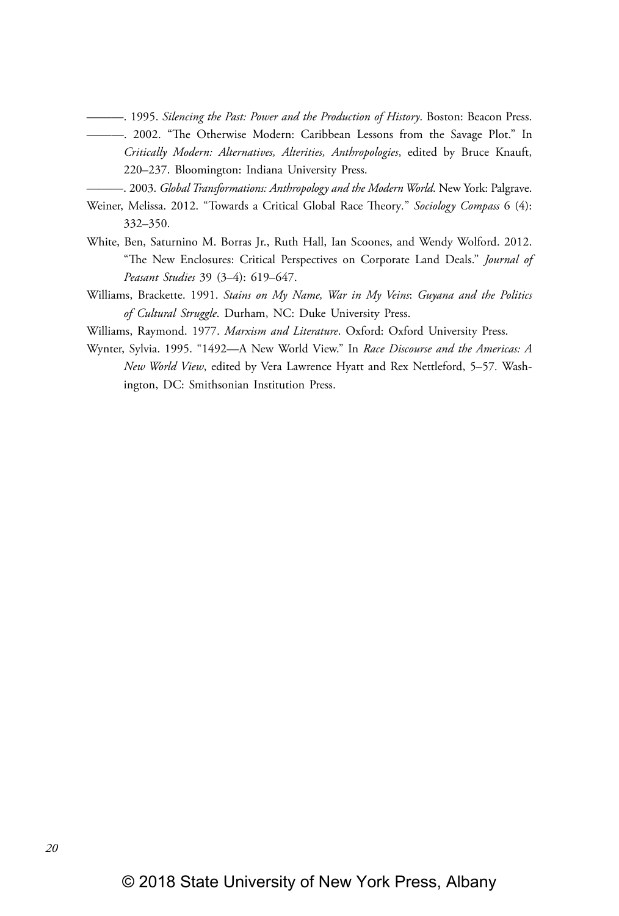———. 1995. *Silencing the Past: Power and the Production of History*. Boston: Beacon Press.

———. 2002. "The Otherwise Modern: Caribbean Lessons from the Savage Plot." In *Critically Modern: Alternatives, Alterities, Anthropologies*, edited by Bruce Knauft, 220–237. Bloomington: Indiana University Press.

———. 2003. *Global Transformations: Anthropology and the Modern World*. New York: Palgrave.

Weiner, Melissa. 2012. "Towards a Critical Global Race Theory." *Sociology Compass* 6 (4): 332–350.

White, Ben, Saturnino M. Borras Jr., Ruth Hall, Ian Scoones, and Wendy Wolford. 2012. "The New Enclosures: Critical Perspectives on Corporate Land Deals." *Journal of Peasant Studies* 39 (3–4): 619–647.

Williams, Brackette. 1991. *Stains on My Name, War in My Veins*: *Guyana and the Politics of Cultural Struggle*. Durham, NC: Duke University Press.

Williams, Raymond. 1977. *Marxism and Literature*. Oxford: Oxford University Press.

Wynter, Sylvia. 1995. "1492—A New World View." In *Race Discourse and the Americas: A New World View*, edited by Vera Lawrence Hyatt and Rex Nettleford, 5–57. Washington, DC: Smithsonian Institution Press.

© 2018 State University of New York Press, Albany